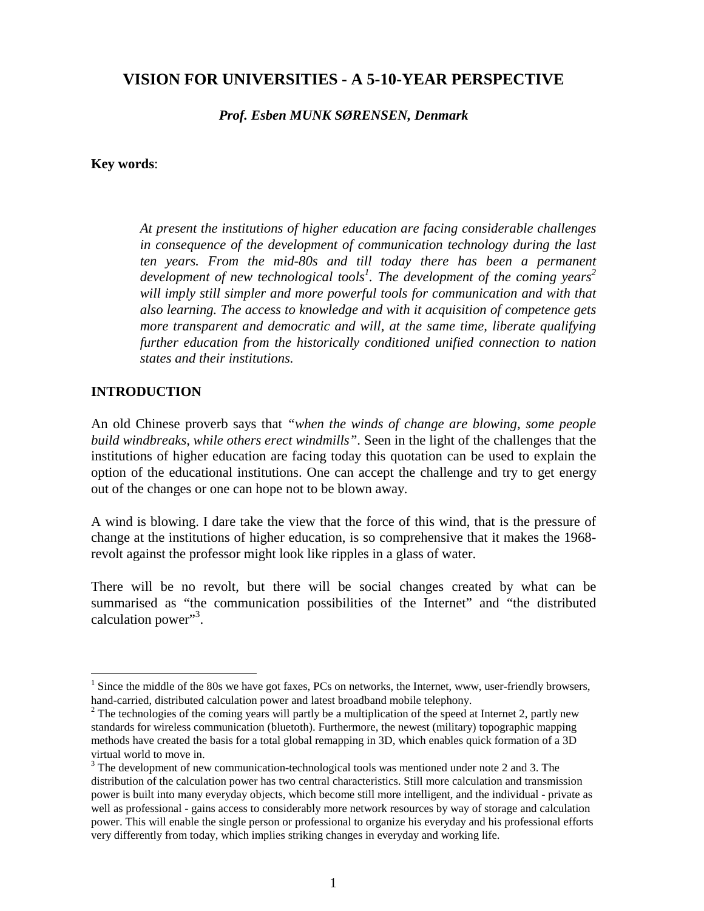# VISION FOR UNIVERSITIES - A 5-10-YEAR PERSPECTIVE

***Prof. Esben MUNK SØRENSEN, Denmark***

**Key words**:

> *At present the institutions of higher education are facing considerable challenges in consequence of the development of communication technology during the last ten years. From the mid-80s and till today there has been a permanent development of new technological tools[1]. The development of the coming years[2] will imply still simpler and more powerful tools for communication and with that also learning. The access to knowledge and with it acquisition of competence gets more transparent and democratic and will, at the same time, liberate qualifying further education from the historically conditioned unified connection to nation states and their institutions.*

## INTRODUCTION

An old Chinese proverb says that *"when the winds of change are blowing, some people build windbreaks, while others erect windmills"*. Seen in the light of the challenges that the institutions of higher education are facing today this quotation can be used to explain the option of the educational institutions. One can accept the challenge and try to get energy out of the changes or one can hope not to be blown away.

A wind is blowing. I dare take the view that the force of this wind, that is the pressure of change at the institutions of higher education, is so comprehensive that it makes the 1968-revolt against the professor might look like ripples in a glass of water.

There will be no revolt, but there will be social changes created by what can be summarised as "the communication possibilities of the Internet" and "the distributed calculation power"[3].

---

[1] Since the middle of the 80s we have got faxes, PCs on networks, the Internet, www, user-friendly browsers, hand-carried, distributed calculation power and latest broadband mobile telephony.

[2] The technologies of the coming years will partly be a multiplication of the speed at Internet 2, partly new standards for wireless communication (bluetoth). Furthermore, the newest (military) topographic mapping methods have created the basis for a total global remapping in 3D, which enables quick formation of a 3D virtual world to move in.

[3] The development of new communication-technological tools was mentioned under note 2 and 3. The distribution of the calculation power has two central characteristics. Still more calculation and transmission power is built into many everyday objects, which become still more intelligent, and the individual - private as well as professional - gains access to considerably more network resources by way of storage and calculation power. This will enable the single person or professional to organize his everyday and his professional efforts very differently from today, which implies striking changes in everyday and working life.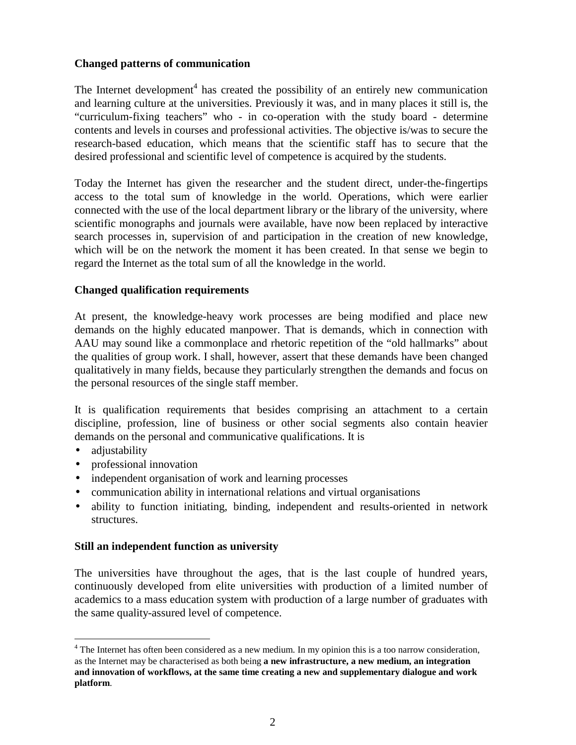**Changed patterns of communication**

The Internet development[4] has created the possibility of an entirely new communication and learning culture at the universities. Previously it was, and in many places it still is, the "curriculum-fixing teachers" who - in co-operation with the study board - determine contents and levels in courses and professional activities. The objective is/was to secure the research-based education, which means that the scientific staff has to secure that the desired professional and scientific level of competence is acquired by the students.

Today the Internet has given the researcher and the student direct, under-the-fingertips access to the total sum of knowledge in the world. Operations, which were earlier connected with the use of the local department library or the library of the university, where scientific monographs and journals were available, have now been replaced by interactive search processes in, supervision of and participation in the creation of new knowledge, which will be on the network the moment it has been created. In that sense we begin to regard the Internet as the total sum of all the knowledge in the world.

**Changed qualification requirements**

At present, the knowledge-heavy work processes are being modified and place new demands on the highly educated manpower. That is demands, which in connection with AAU may sound like a commonplace and rhetoric repetition of the "old hallmarks" about the qualities of group work. I shall, however, assert that these demands have been changed qualitatively in many fields, because they particularly strengthen the demands and focus on the personal resources of the single staff member.

It is qualification requirements that besides comprising an attachment to a certain discipline, profession, line of business or other social segments also contain heavier demands on the personal and communicative qualifications. It is

- adjustability
- professional innovation
- independent organisation of work and learning processes
- communication ability in international relations and virtual organisations
- ability to function initiating, binding, independent and results-oriented in network structures.

**Still an independent function as university**

The universities have throughout the ages, that is the last couple of hundred years, continuously developed from elite universities with production of a limited number of academics to a mass education system with production of a large number of graduates with the same quality-assured level of competence.

---

[4] The Internet has often been considered as a new medium. In my opinion this is a too narrow consideration, as the Internet may be characterised as both being **a new infrastructure, a new medium, an integration and innovation of workflows, at the same time creating a new and supplementary dialogue and work platform**.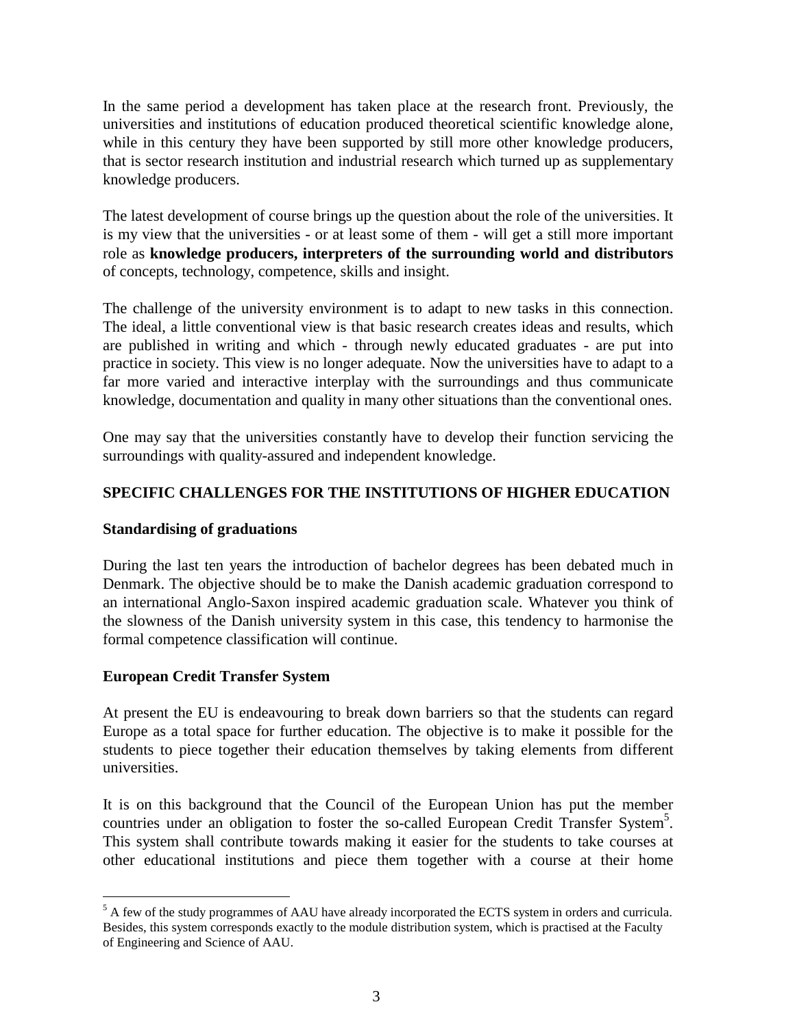In the same period a development has taken place at the research front. Previously, the universities and institutions of education produced theoretical scientific knowledge alone, while in this century they have been supported by still more other knowledge producers, that is sector research institution and industrial research which turned up as supplementary knowledge producers.

The latest development of course brings up the question about the role of the universities. It is my view that the universities - or at least some of them - will get a still more important role as **knowledge producers, interpreters of the surrounding world and distributors** of concepts, technology, competence, skills and insight.

The challenge of the university environment is to adapt to new tasks in this connection. The ideal, a little conventional view is that basic research creates ideas and results, which are published in writing and which - through newly educated graduates - are put into practice in society. This view is no longer adequate. Now the universities have to adapt to a far more varied and interactive interplay with the surroundings and thus communicate knowledge, documentation and quality in many other situations than the conventional ones.

One may say that the universities constantly have to develop their function servicing the surroundings with quality-assured and independent knowledge.

## SPECIFIC CHALLENGES FOR THE INSTITUTIONS OF HIGHER EDUCATION

### Standardising of graduations

During the last ten years the introduction of bachelor degrees has been debated much in Denmark. The objective should be to make the Danish academic graduation correspond to an international Anglo-Saxon inspired academic graduation scale. Whatever you think of the slowness of the Danish university system in this case, this tendency to harmonise the formal competence classification will continue.

### European Credit Transfer System

At present the EU is endeavouring to break down barriers so that the students can regard Europe as a total space for further education. The objective is to make it possible for the students to piece together their education themselves by taking elements from different universities.

It is on this background that the Council of the European Union has put the member countries under an obligation to foster the so-called European Credit Transfer System[5]. This system shall contribute towards making it easier for the students to take courses at other educational institutions and piece them together with a course at their home

[5] A few of the study programmes of AAU have already incorporated the ECTS system in orders and curricula. Besides, this system corresponds exactly to the module distribution system, which is practised at the Faculty of Engineering and Science of AAU.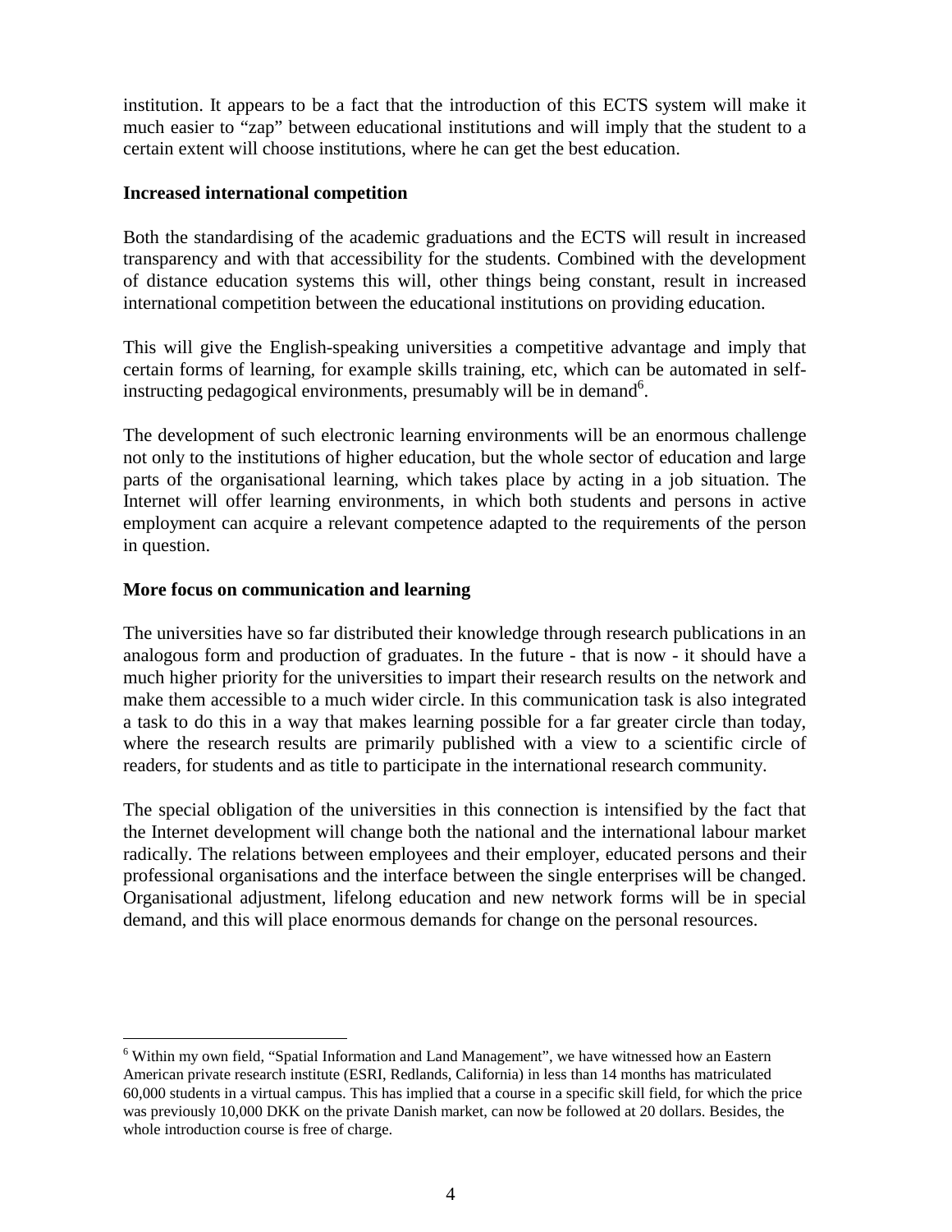institution. It appears to be a fact that the introduction of this ECTS system will make it much easier to "zap" between educational institutions and will imply that the student to a certain extent will choose institutions, where he can get the best education.

**Increased international competition**

Both the standardising of the academic graduations and the ECTS will result in increased transparency and with that accessibility for the students. Combined with the development of distance education systems this will, other things being constant, result in increased international competition between the educational institutions on providing education.

This will give the English-speaking universities a competitive advantage and imply that certain forms of learning, for example skills training, etc, which can be automated in self-instructing pedagogical environments, presumably will be in demand[6].

The development of such electronic learning environments will be an enormous challenge not only to the institutions of higher education, but the whole sector of education and large parts of the organisational learning, which takes place by acting in a job situation. The Internet will offer learning environments, in which both students and persons in active employment can acquire a relevant competence adapted to the requirements of the person in question.

**More focus on communication and learning**

The universities have so far distributed their knowledge through research publications in an analogous form and production of graduates. In the future - that is now - it should have a much higher priority for the universities to impart their research results on the network and make them accessible to a much wider circle. In this communication task is also integrated a task to do this in a way that makes learning possible for a far greater circle than today, where the research results are primarily published with a view to a scientific circle of readers, for students and as title to participate in the international research community.

The special obligation of the universities in this connection is intensified by the fact that the Internet development will change both the national and the international labour market radically. The relations between employees and their employer, educated persons and their professional organisations and the interface between the single enterprises will be changed. Organisational adjustment, lifelong education and new network forms will be in special demand, and this will place enormous demands for change on the personal resources.

---

[6] Within my own field, "Spatial Information and Land Management", we have witnessed how an Eastern American private research institute (ESRI, Redlands, California) in less than 14 months has matriculated 60,000 students in a virtual campus. This has implied that a course in a specific skill field, for which the price was previously 10,000 DKK on the private Danish market, can now be followed at 20 dollars. Besides, the whole introduction course is free of charge.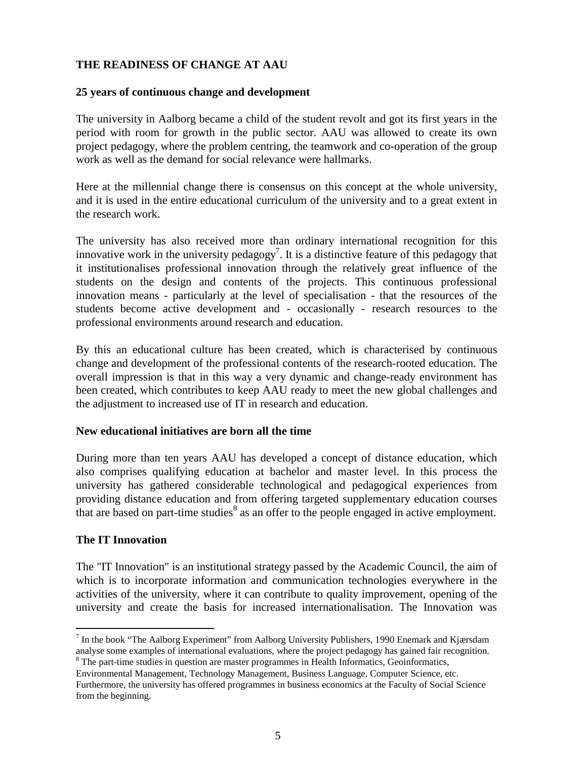**THE READINESS OF CHANGE AT AAU**

**25 years of continuous change and development**

The university in Aalborg became a child of the student revolt and got its first years in the period with room for growth in the public sector. AAU was allowed to create its own project pedagogy, where the problem centring, the teamwork and co-operation of the group work as well as the demand for social relevance were hallmarks.

Here at the millennial change there is consensus on this concept at the whole university, and it is used in the entire educational curriculum of the university and to a great extent in the research work.

The university has also received more than ordinary international recognition for this innovative work in the university pedagogy[7]. It is a distinctive feature of this pedagogy that it institutionalises professional innovation through the relatively great influence of the students on the design and contents of the projects. This continuous professional innovation means - particularly at the level of specialisation - that the resources of the students become active development and - occasionally - research resources to the professional environments around research and education.

By this an educational culture has been created, which is characterised by continuous change and development of the professional contents of the research-rooted education. The overall impression is that in this way a very dynamic and change-ready environment has been created, which contributes to keep AAU ready to meet the new global challenges and the adjustment to increased use of IT in research and education.

**New educational initiatives are born all the time**

During more than ten years AAU has developed a concept of distance education, which also comprises qualifying education at bachelor and master level. In this process the university has gathered considerable technological and pedagogical experiences from providing distance education and from offering targeted supplementary education courses that are based on part-time studies[8] as an offer to the people engaged in active employment.

**The IT Innovation**

The "IT Innovation" is an institutional strategy passed by the Academic Council, the aim of which is to incorporate information and communication technologies everywhere in the activities of the university, where it can contribute to quality improvement, opening of the university and create the basis for increased internationalisation. The Innovation was

---

[7] In the book "The Aalborg Experiment" from Aalborg University Publishers, 1990 Enemark and Kjærsdam analyse some examples of international evaluations, where the project pedagogy has gained fair recognition.

[8] The part-time studies in question are master programmes in Health Informatics, Geoinformatics, Environmental Management, Technology Management, Business Language, Computer Science, etc. Furthermore, the university has offered programmes in business economics at the Faculty of Social Science from the beginning.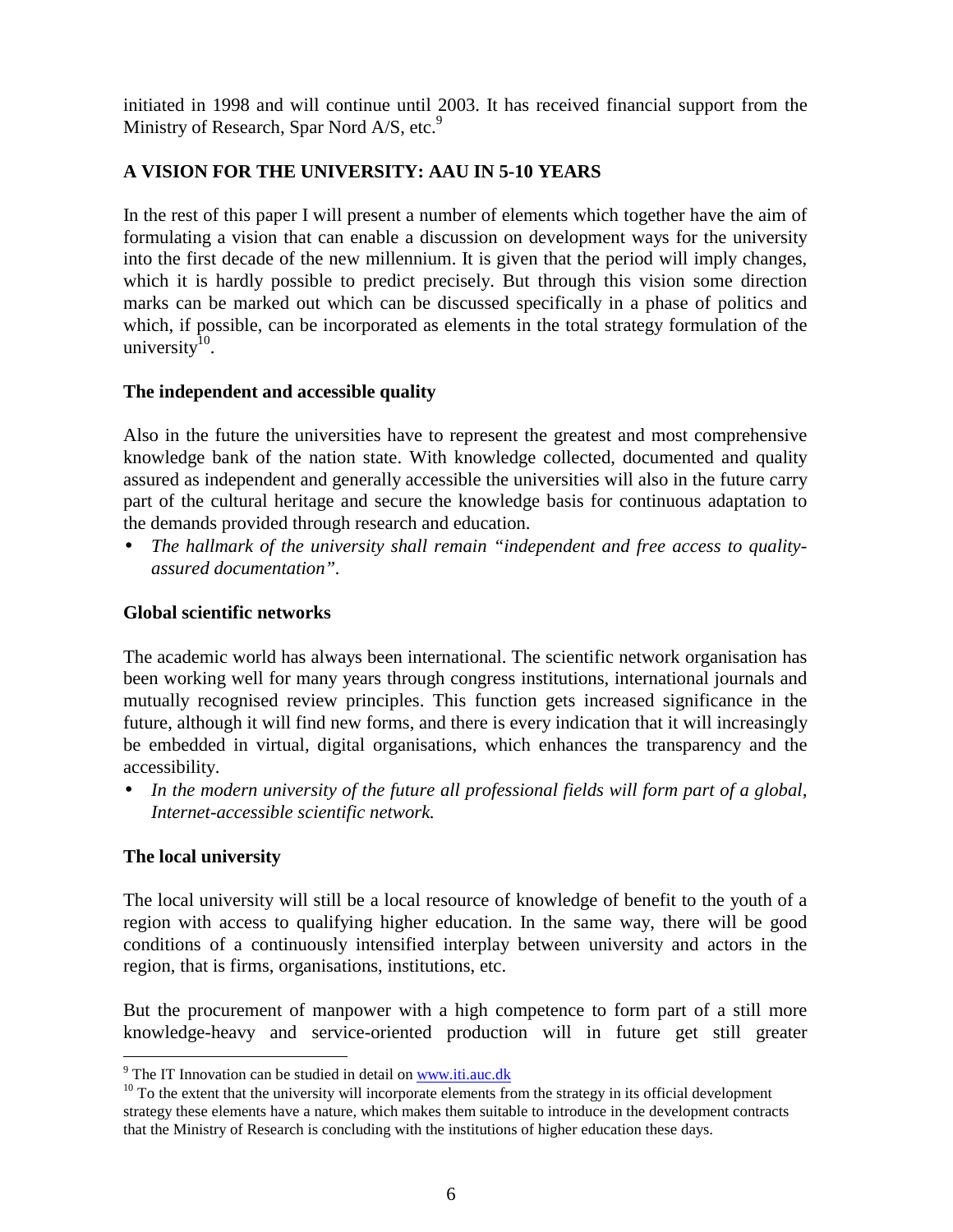initiated in 1998 and will continue until 2003. It has received financial support from the Ministry of Research, Spar Nord A/S, etc.[9]

## A VISION FOR THE UNIVERSITY: AAU IN 5-10 YEARS

In the rest of this paper I will present a number of elements which together have the aim of formulating a vision that can enable a discussion on development ways for the university into the first decade of the new millennium. It is given that the period will imply changes, which it is hardly possible to predict precisely. But through this vision some direction marks can be marked out which can be discussed specifically in a phase of politics and which, if possible, can be incorporated as elements in the total strategy formulation of the university[10].

### The independent and accessible quality

Also in the future the universities have to represent the greatest and most comprehensive knowledge bank of the nation state. With knowledge collected, documented and quality assured as independent and generally accessible the universities will also in the future carry part of the cultural heritage and secure the knowledge basis for continuous adaptation to the demands provided through research and education.

- *The hallmark of the university shall remain "independent and free access to quality-assured documentation".*

### Global scientific networks

The academic world has always been international. The scientific network organisation has been working well for many years through congress institutions, international journals and mutually recognised review principles. This function gets increased significance in the future, although it will find new forms, and there is every indication that it will increasingly be embedded in virtual, digital organisations, which enhances the transparency and the accessibility.

- *In the modern university of the future all professional fields will form part of a global, Internet-accessible scientific network.*

### The local university

The local university will still be a local resource of knowledge of benefit to the youth of a region with access to qualifying higher education. In the same way, there will be good conditions of a continuously intensified interplay between university and actors in the region, that is firms, organisations, institutions, etc.

But the procurement of manpower with a high competence to form part of a still more knowledge-heavy and service-oriented production will in future get still greater

---

[9] The IT Innovation can be studied in detail on www.iti.auc.dk

[10] To the extent that the university will incorporate elements from the strategy in its official development strategy these elements have a nature, which makes them suitable to introduce in the development contracts that the Ministry of Research is concluding with the institutions of higher education these days.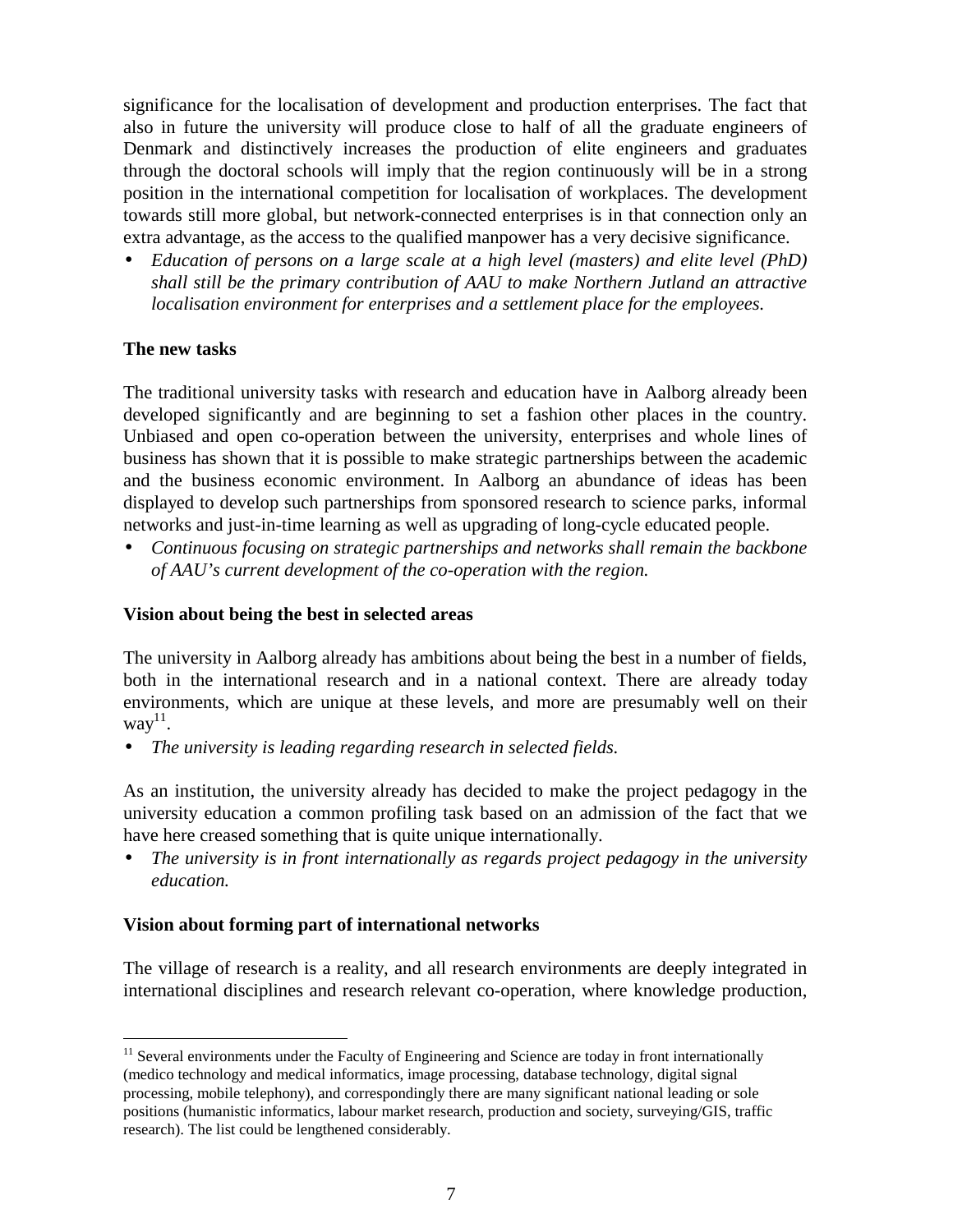significance for the localisation of development and production enterprises. The fact that also in future the university will produce close to half of all the graduate engineers of Denmark and distinctively increases the production of elite engineers and graduates through the doctoral schools will imply that the region continuously will be in a strong position in the international competition for localisation of workplaces. The development towards still more global, but network-connected enterprises is in that connection only an extra advantage, as the access to the qualified manpower has a very decisive significance.

- *Education of persons on a large scale at a high level (masters) and elite level (PhD) shall still be the primary contribution of AAU to make Northern Jutland an attractive localisation environment for enterprises and a settlement place for the employees.*

**The new tasks**

The traditional university tasks with research and education have in Aalborg already been developed significantly and are beginning to set a fashion other places in the country. Unbiased and open co-operation between the university, enterprises and whole lines of business has shown that it is possible to make strategic partnerships between the academic and the business economic environment. In Aalborg an abundance of ideas has been displayed to develop such partnerships from sponsored research to science parks, informal networks and just-in-time learning as well as upgrading of long-cycle educated people.

- *Continuous focusing on strategic partnerships and networks shall remain the backbone of AAU's current development of the co-operation with the region.*

**Vision about being the best in selected areas**

The university in Aalborg already has ambitions about being the best in a number of fields, both in the international research and in a national context. There are already today environments, which are unique at these levels, and more are presumably well on their way[11].

- *The university is leading regarding research in selected fields.*

As an institution, the university already has decided to make the project pedagogy in the university education a common profiling task based on an admission of the fact that we have here creased something that is quite unique internationally.

- *The university is in front internationally as regards project pedagogy in the university education.*

**Vision about forming part of international networks**

The village of research is a reality, and all research environments are deeply integrated in international disciplines and research relevant co-operation, where knowledge production,

---

[11] Several environments under the Faculty of Engineering and Science are today in front internationally (medico technology and medical informatics, image processing, database technology, digital signal processing, mobile telephony), and correspondingly there are many significant national leading or sole positions (humanistic informatics, labour market research, production and society, surveying/GIS, traffic research). The list could be lengthened considerably.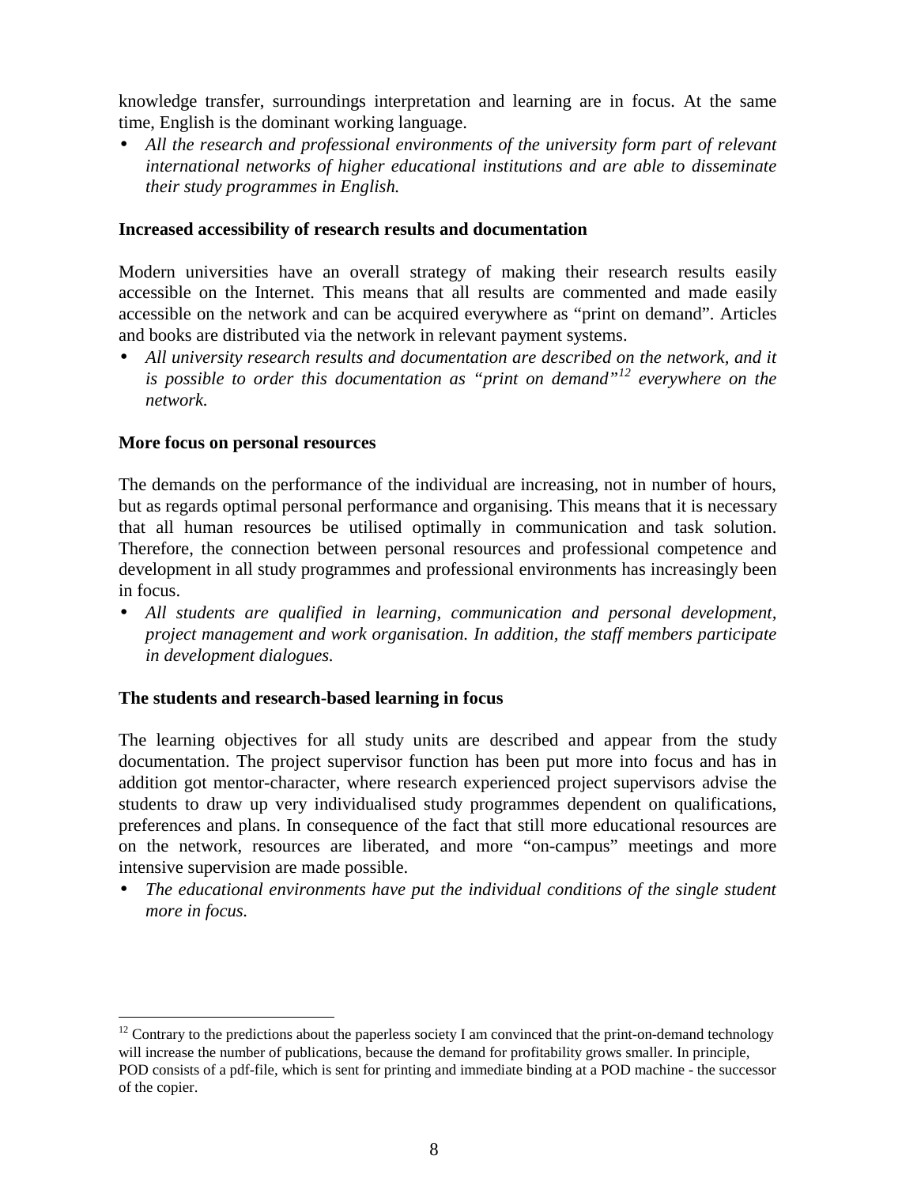knowledge transfer, surroundings interpretation and learning are in focus. At the same time, English is the dominant working language.

- *All the research and professional environments of the university form part of relevant international networks of higher educational institutions and are able to disseminate their study programmes in English.*

**Increased accessibility of research results and documentation**

Modern universities have an overall strategy of making their research results easily accessible on the Internet. This means that all results are commented and made easily accessible on the network and can be acquired everywhere as "print on demand". Articles and books are distributed via the network in relevant payment systems.

- *All university research results and documentation are described on the network, and it is possible to order this documentation as "print on demand"*[12] *everywhere on the network.*

**More focus on personal resources**

The demands on the performance of the individual are increasing, not in number of hours, but as regards optimal personal performance and organising. This means that it is necessary that all human resources be utilised optimally in communication and task solution. Therefore, the connection between personal resources and professional competence and development in all study programmes and professional environments has increasingly been in focus.

- *All students are qualified in learning, communication and personal development, project management and work organisation. In addition, the staff members participate in development dialogues.*

**The students and research-based learning in focus**

The learning objectives for all study units are described and appear from the study documentation. The project supervisor function has been put more into focus and has in addition got mentor-character, where research experienced project supervisors advise the students to draw up very individualised study programmes dependent on qualifications, preferences and plans. In consequence of the fact that still more educational resources are on the network, resources are liberated, and more "on-campus" meetings and more intensive supervision are made possible.

- *The educational environments have put the individual conditions of the single student more in focus.*

---

[12] Contrary to the predictions about the paperless society I am convinced that the print-on-demand technology will increase the number of publications, because the demand for profitability grows smaller. In principle, POD consists of a pdf-file, which is sent for printing and immediate binding at a POD machine - the successor of the copier.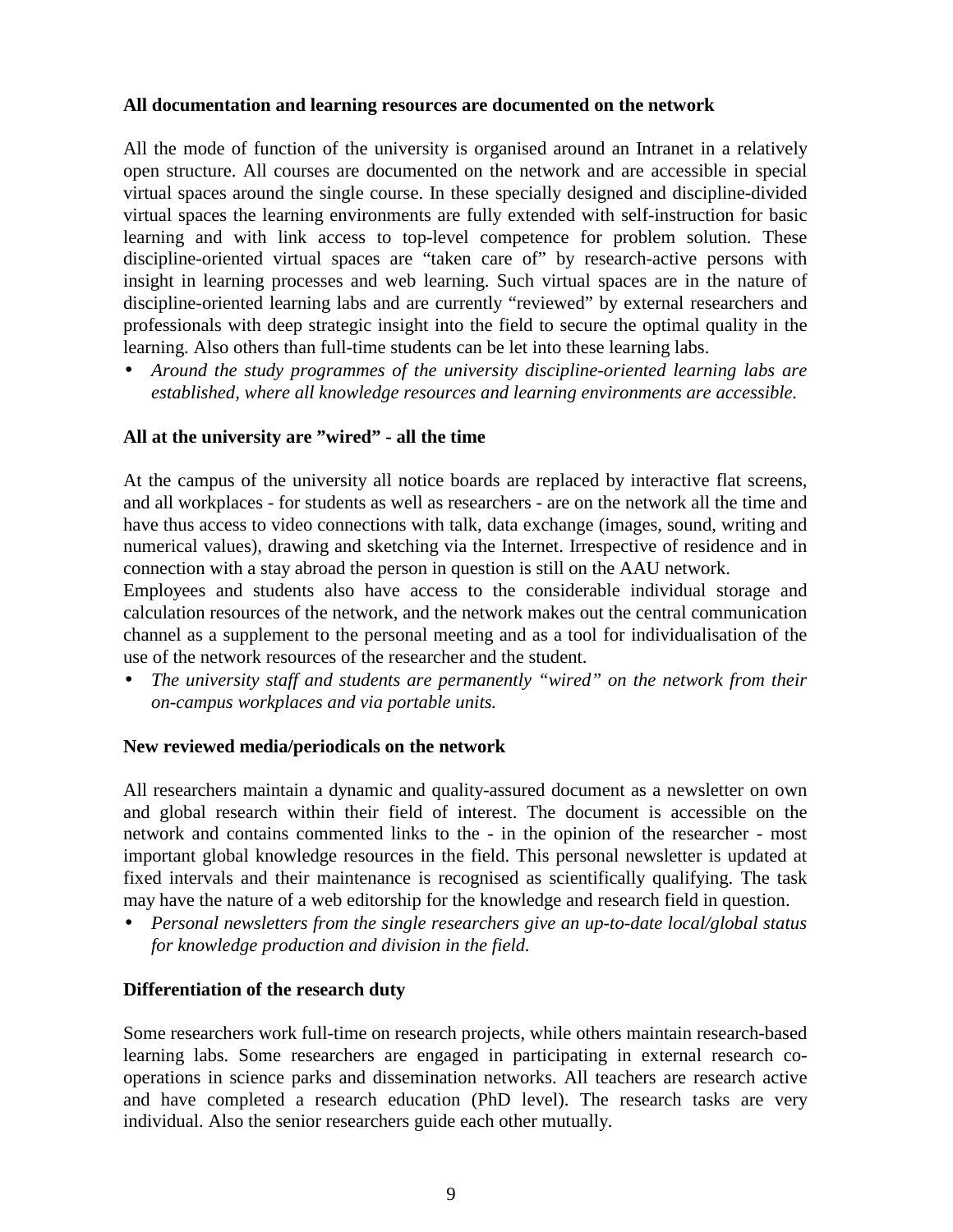**All documentation and learning resources are documented on the network**

All the mode of function of the university is organised around an Intranet in a relatively open structure. All courses are documented on the network and are accessible in special virtual spaces around the single course. In these specially designed and discipline-divided virtual spaces the learning environments are fully extended with self-instruction for basic learning and with link access to top-level competence for problem solution. These discipline-oriented virtual spaces are "taken care of" by research-active persons with insight in learning processes and web learning. Such virtual spaces are in the nature of discipline-oriented learning labs and are currently "reviewed" by external researchers and professionals with deep strategic insight into the field to secure the optimal quality in the learning. Also others than full-time students can be let into these learning labs.

- *Around the study programmes of the university discipline-oriented learning labs are established, where all knowledge resources and learning environments are accessible.*

**All at the university are "wired" - all the time**

At the campus of the university all notice boards are replaced by interactive flat screens, and all workplaces - for students as well as researchers - are on the network all the time and have thus access to video connections with talk, data exchange (images, sound, writing and numerical values), drawing and sketching via the Internet. Irrespective of residence and in connection with a stay abroad the person in question is still on the AAU network.

Employees and students also have access to the considerable individual storage and calculation resources of the network, and the network makes out the central communication channel as a supplement to the personal meeting and as a tool for individualisation of the use of the network resources of the researcher and the student.

- *The university staff and students are permanently "wired" on the network from their on-campus workplaces and via portable units.*

**New reviewed media/periodicals on the network**

All researchers maintain a dynamic and quality-assured document as a newsletter on own and global research within their field of interest. The document is accessible on the network and contains commented links to the - in the opinion of the researcher - most important global knowledge resources in the field. This personal newsletter is updated at fixed intervals and their maintenance is recognised as scientifically qualifying. The task may have the nature of a web editorship for the knowledge and research field in question.

- *Personal newsletters from the single researchers give an up-to-date local/global status for knowledge production and division in the field.*

**Differentiation of the research duty**

Some researchers work full-time on research projects, while others maintain research-based learning labs. Some researchers are engaged in participating in external research co-operations in science parks and dissemination networks. All teachers are research active and have completed a research education (PhD level). The research tasks are very individual. Also the senior researchers guide each other mutually.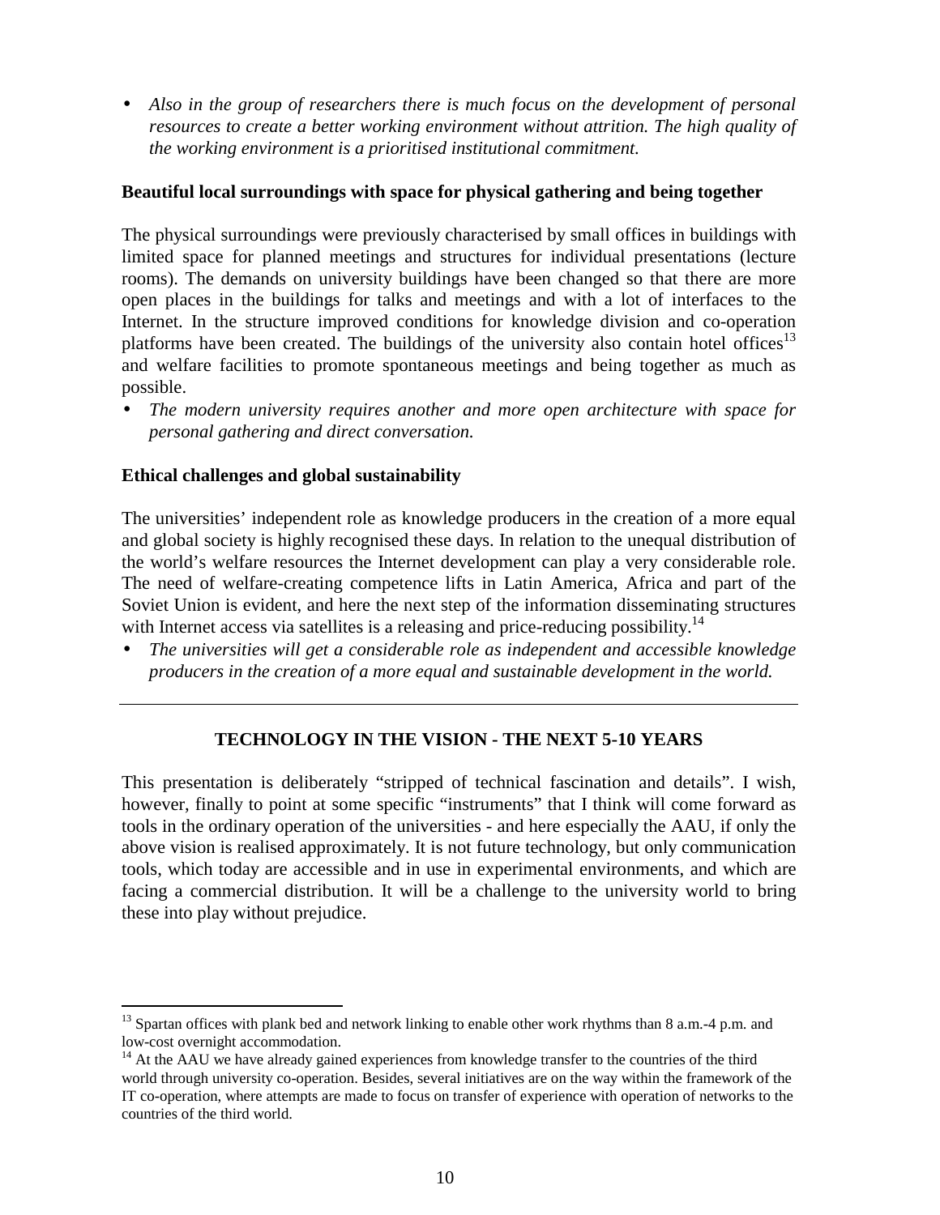- *Also in the group of researchers there is much focus on the development of personal resources to create a better working environment without attrition. The high quality of the working environment is a prioritised institutional commitment.*

**Beautiful local surroundings with space for physical gathering and being together**

The physical surroundings were previously characterised by small offices in buildings with limited space for planned meetings and structures for individual presentations (lecture rooms). The demands on university buildings have been changed so that there are more open places in the buildings for talks and meetings and with a lot of interfaces to the Internet. In the structure improved conditions for knowledge division and co-operation platforms have been created. The buildings of the university also contain hotel offices[13] and welfare facilities to promote spontaneous meetings and being together as much as possible.

- *The modern university requires another and more open architecture with space for personal gathering and direct conversation.*

**Ethical challenges and global sustainability**

The universities' independent role as knowledge producers in the creation of a more equal and global society is highly recognised these days. In relation to the unequal distribution of the world's welfare resources the Internet development can play a very considerable role. The need of welfare-creating competence lifts in Latin America, Africa and part of the Soviet Union is evident, and here the next step of the information disseminating structures with Internet access via satellites is a releasing and price-reducing possibility.[14]

- *The universities will get a considerable role as independent and accessible knowledge producers in the creation of a more equal and sustainable development in the world.*

---

## TECHNOLOGY IN THE VISION - THE NEXT 5-10 YEARS

This presentation is deliberately "stripped of technical fascination and details". I wish, however, finally to point at some specific "instruments" that I think will come forward as tools in the ordinary operation of the universities - and here especially the AAU, if only the above vision is realised approximately. It is not future technology, but only communication tools, which today are accessible and in use in experimental environments, and which are facing a commercial distribution. It will be a challenge to the university world to bring these into play without prejudice.

---

[13] Spartan offices with plank bed and network linking to enable other work rhythms than 8 a.m.-4 p.m. and low-cost overnight accommodation.

[14] At the AAU we have already gained experiences from knowledge transfer to the countries of the third world through university co-operation. Besides, several initiatives are on the way within the framework of the IT co-operation, where attempts are made to focus on transfer of experience with operation of networks to the countries of the third world.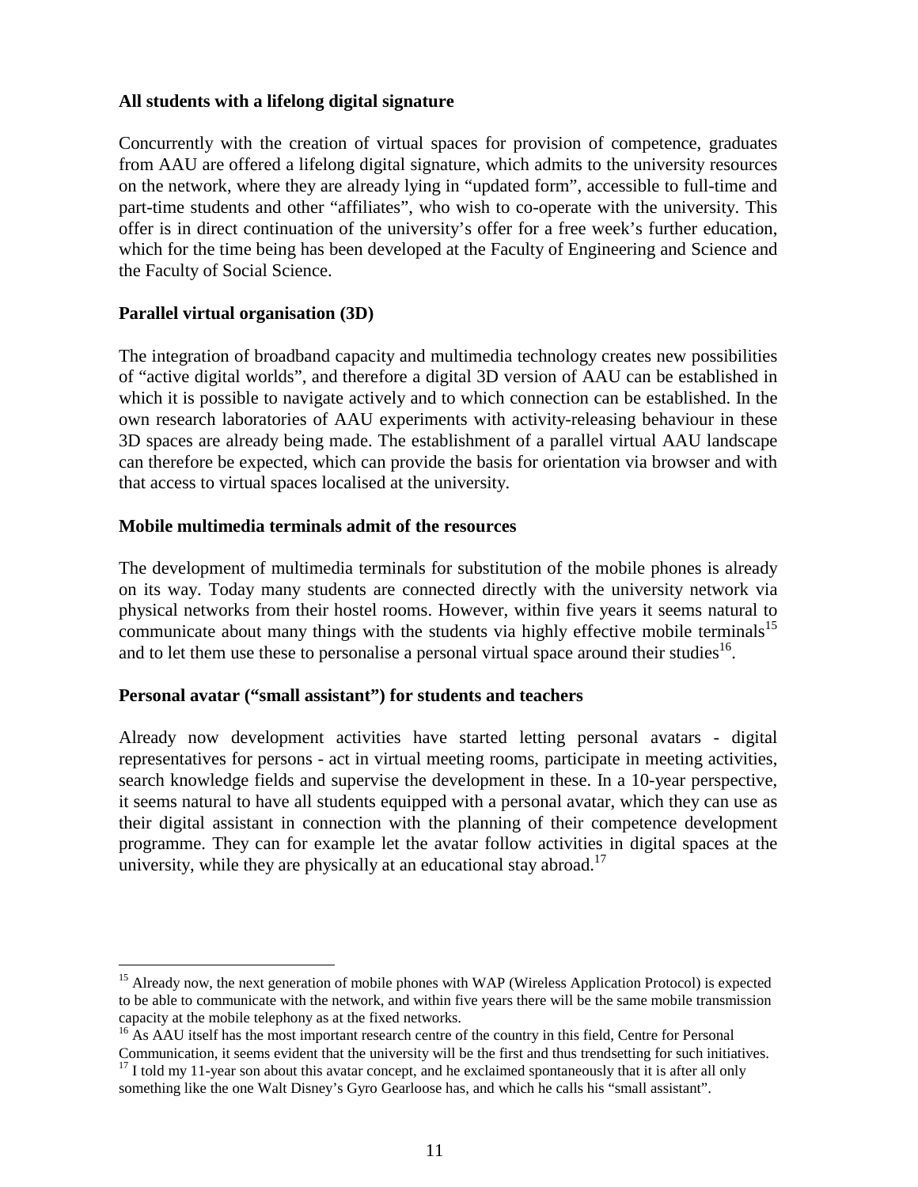**All students with a lifelong digital signature**

Concurrently with the creation of virtual spaces for provision of competence, graduates from AAU are offered a lifelong digital signature, which admits to the university resources on the network, where they are already lying in "updated form", accessible to full-time and part-time students and other "affiliates", who wish to co-operate with the university. This offer is in direct continuation of the university's offer for a free week's further education, which for the time being has been developed at the Faculty of Engineering and Science and the Faculty of Social Science.

**Parallel virtual organisation (3D)**

The integration of broadband capacity and multimedia technology creates new possibilities of "active digital worlds", and therefore a digital 3D version of AAU can be established in which it is possible to navigate actively and to which connection can be established. In the own research laboratories of AAU experiments with activity-releasing behaviour in these 3D spaces are already being made. The establishment of a parallel virtual AAU landscape can therefore be expected, which can provide the basis for orientation via browser and with that access to virtual spaces localised at the university.

**Mobile multimedia terminals admit of the resources**

The development of multimedia terminals for substitution of the mobile phones is already on its way. Today many students are connected directly with the university network via physical networks from their hostel rooms. However, within five years it seems natural to communicate about many things with the students via highly effective mobile terminals[15] and to let them use these to personalise a personal virtual space around their studies[16].

**Personal avatar ("small assistant") for students and teachers**

Already now development activities have started letting personal avatars - digital representatives for persons - act in virtual meeting rooms, participate in meeting activities, search knowledge fields and supervise the development in these. In a 10-year perspective, it seems natural to have all students equipped with a personal avatar, which they can use as their digital assistant in connection with the planning of their competence development programme. They can for example let the avatar follow activities in digital spaces at the university, while they are physically at an educational stay abroad.[17]

---

[15] Already now, the next generation of mobile phones with WAP (Wireless Application Protocol) is expected to be able to communicate with the network, and within five years there will be the same mobile transmission capacity at the mobile telephony as at the fixed networks.

[16] As AAU itself has the most important research centre of the country in this field, Centre for Personal Communication, it seems evident that the university will be the first and thus trendsetting for such initiatives.

[17] I told my 11-year son about this avatar concept, and he exclaimed spontaneously that it is after all only something like the one Walt Disney's Gyro Gearloose has, and which he calls his "small assistant".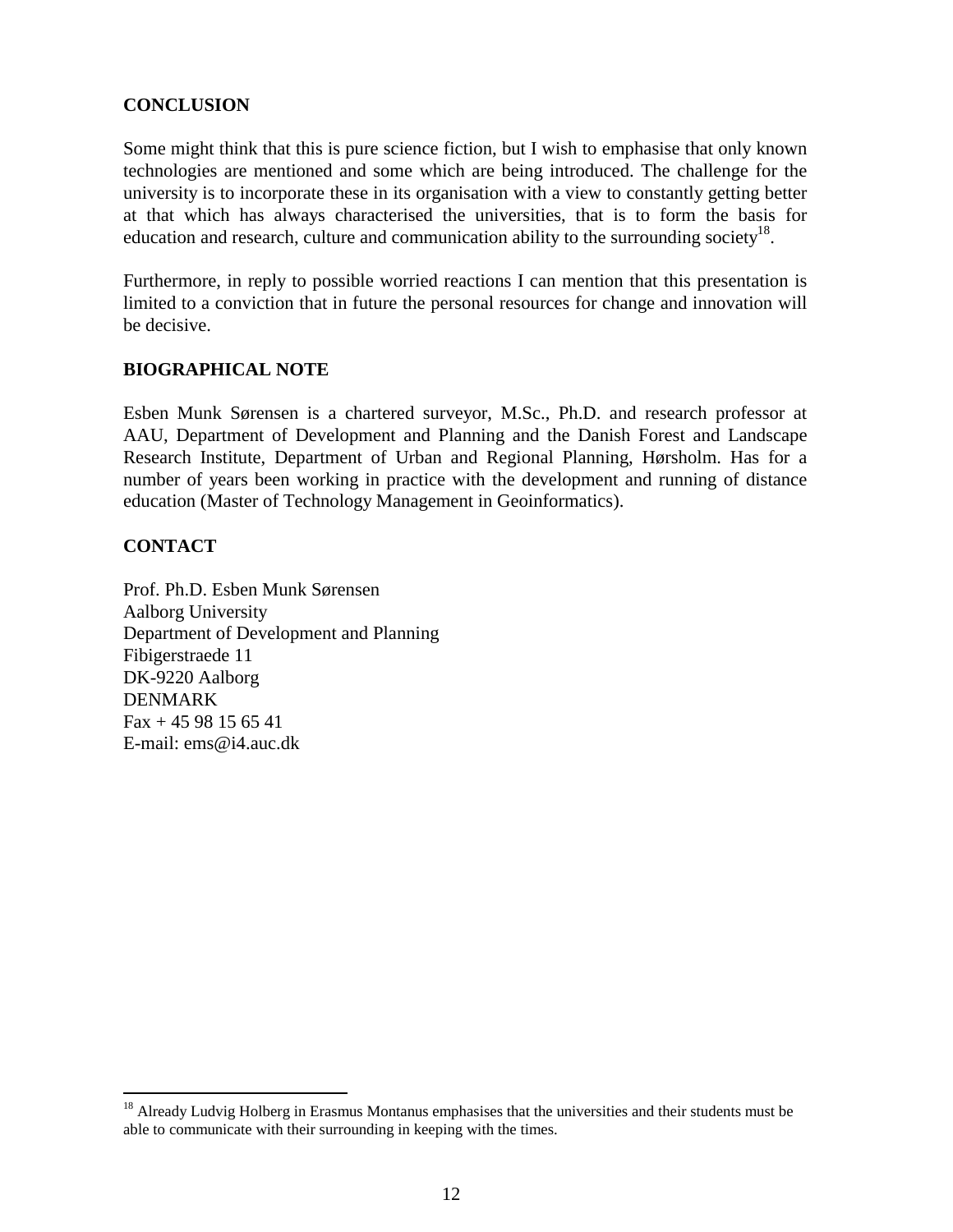## CONCLUSION

Some might think that this is pure science fiction, but I wish to emphasise that only known technologies are mentioned and some which are being introduced. The challenge for the university is to incorporate these in its organisation with a view to constantly getting better at that which has always characterised the universities, that is to form the basis for education and research, culture and communication ability to the surrounding society[18].

Furthermore, in reply to possible worried reactions I can mention that this presentation is limited to a conviction that in future the personal resources for change and innovation will be decisive.

## BIOGRAPHICAL NOTE

Esben Munk Sørensen is a chartered surveyor, M.Sc., Ph.D. and research professor at AAU, Department of Development and Planning and the Danish Forest and Landscape Research Institute, Department of Urban and Regional Planning, Hørsholm. Has for a number of years been working in practice with the development and running of distance education (Master of Technology Management in Geoinformatics).

## CONTACT

Prof. Ph.D. Esben Munk Sørensen
Aalborg University
Department of Development and Planning
Fibigerstraede 11
DK-9220 Aalborg
DENMARK
Fax + 45 98 15 65 41
E-mail: ems@i4.auc.dk

---

[18] Already Ludvig Holberg in Erasmus Montanus emphasises that the universities and their students must be able to communicate with their surrounding in keeping with the times.